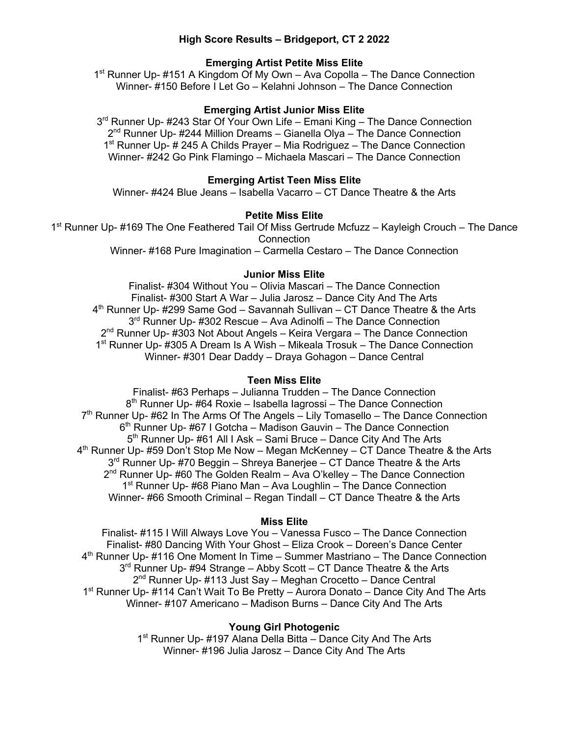# High Score Results – Bridgeport, CT 2 2022

## Emerging Artist Petite Miss Elite

1st Runner Up- #151 A Kingdom Of My Own – Ava Copolla – The Dance Connection
Winner- #150 Before I Let Go – Kelahni Johnson – The Dance Connection

## Emerging Artist Junior Miss Elite

3rd Runner Up- #243 Star Of Your Own Life – Emani King – The Dance Connection
2nd Runner Up- #244 Million Dreams – Gianella Olya – The Dance Connection
1st Runner Up- # 245 A Childs Prayer – Mia Rodriguez – The Dance Connection
Winner- #242 Go Pink Flamingo – Michaela Mascari – The Dance Connection

## Emerging Artist Teen Miss Elite

Winner- #424 Blue Jeans – Isabella Vacarro – CT Dance Theatre & the Arts

## Petite Miss Elite

1st Runner Up- #169 The One Feathered Tail Of Miss Gertrude Mcfuzz – Kayleigh Crouch – The Dance Connection
Winner- #168 Pure Imagination – Carmella Cestaro – The Dance Connection

## Junior Miss Elite

Finalist- #304 Without You – Olivia Mascari – The Dance Connection
Finalist- #300 Start A War – Julia Jarosz – Dance City And The Arts
4th Runner Up- #299 Same God – Savannah Sullivan – CT Dance Theatre & the Arts
3rd Runner Up- #302 Rescue – Ava Adinolfi – The Dance Connection
2nd Runner Up- #303 Not About Angels – Keira Vergara – The Dance Connection
1st Runner Up- #305 A Dream Is A Wish – Mikeala Trosuk – The Dance Connection
Winner- #301 Dear Daddy – Draya Gohagon – Dance Central

## Teen Miss Elite

Finalist- #63 Perhaps – Julianna Trudden – The Dance Connection
8th Runner Up- #64 Roxie – Isabella Iagrossi – The Dance Connection
7th Runner Up- #62 In The Arms Of The Angels – Lily Tomasello – The Dance Connection
6th Runner Up- #67 I Gotcha – Madison Gauvin – The Dance Connection
5th Runner Up- #61 All I Ask – Sami Bruce – Dance City And The Arts
4th Runner Up- #59 Don't Stop Me Now – Megan McKenney – CT Dance Theatre & the Arts
3rd Runner Up- #70 Beggin – Shreya Banerjee – CT Dance Theatre & the Arts
2nd Runner Up- #60 The Golden Realm – Ava O'kelley – The Dance Connection
1st Runner Up- #68 Piano Man – Ava Loughlin – The Dance Connection
Winner- #66 Smooth Criminal – Regan Tindall – CT Dance Theatre & the Arts

## Miss Elite

Finalist- #115 I Will Always Love You – Vanessa Fusco – The Dance Connection
Finalist- #80 Dancing With Your Ghost – Eliza Crook – Doreen's Dance Center
4th Runner Up- #116 One Moment In Time – Summer Mastriano – The Dance Connection
3rd Runner Up- #94 Strange – Abby Scott – CT Dance Theatre & the Arts
2nd Runner Up- #113 Just Say – Meghan Crocetto – Dance Central
1st Runner Up- #114 Can't Wait To Be Pretty – Aurora Donato – Dance City And The Arts
Winner- #107 Americano – Madison Burns – Dance City And The Arts

## Young Girl Photogenic

1st Runner Up- #197 Alana Della Bitta – Dance City And The Arts
Winner- #196 Julia Jarosz – Dance City And The Arts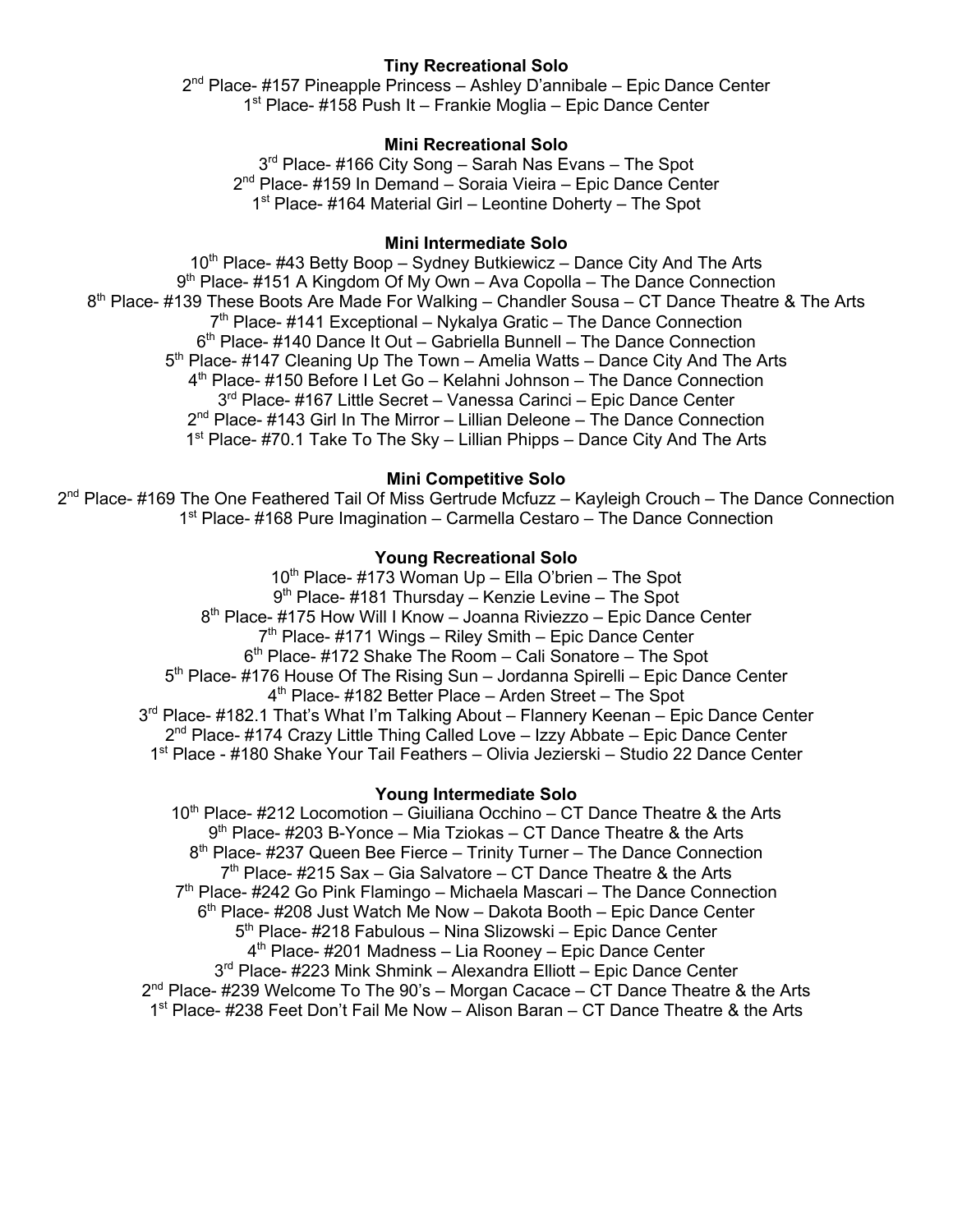**Tiny Recreational Solo**

2nd Place- #157 Pineapple Princess – Ashley D'annibale – Epic Dance Center
1st Place- #158 Push It – Frankie Moglia – Epic Dance Center

**Mini Recreational Solo**

3rd Place- #166 City Song – Sarah Nas Evans – The Spot
2nd Place- #159 In Demand – Soraia Vieira – Epic Dance Center
1st Place- #164 Material Girl – Leontine Doherty – The Spot

**Mini Intermediate Solo**

10th Place- #43 Betty Boop – Sydney Butkiewicz – Dance City And The Arts
9th Place- #151 A Kingdom Of My Own – Ava Copolla – The Dance Connection
8th Place- #139 These Boots Are Made For Walking – Chandler Sousa – CT Dance Theatre & The Arts
7th Place- #141 Exceptional – Nykalya Gratic – The Dance Connection
6th Place- #140 Dance It Out – Gabriella Bunnell – The Dance Connection
5th Place- #147 Cleaning Up The Town – Amelia Watts – Dance City And The Arts
4th Place- #150 Before I Let Go – Kelahni Johnson – The Dance Connection
3rd Place- #167 Little Secret – Vanessa Carinci – Epic Dance Center
2nd Place- #143 Girl In The Mirror – Lillian Deleone – The Dance Connection
1st Place- #70.1 Take To The Sky – Lillian Phipps – Dance City And The Arts

**Mini Competitive Solo**

2nd Place- #169 The One Feathered Tail Of Miss Gertrude Mcfuzz – Kayleigh Crouch – The Dance Connection
1st Place- #168 Pure Imagination – Carmella Cestaro – The Dance Connection

**Young Recreational Solo**

10th Place- #173 Woman Up – Ella O'brien – The Spot
9th Place- #181 Thursday – Kenzie Levine – The Spot
8th Place- #175 How Will I Know – Joanna Riviezzo – Epic Dance Center
7th Place- #171 Wings – Riley Smith – Epic Dance Center
6th Place- #172 Shake The Room – Cali Sonatore – The Spot
5th Place- #176 House Of The Rising Sun – Jordanna Spirelli – Epic Dance Center
4th Place- #182 Better Place – Arden Street – The Spot
3rd Place- #182.1 That's What I'm Talking About – Flannery Keenan – Epic Dance Center
2nd Place- #174 Crazy Little Thing Called Love – Izzy Abbate – Epic Dance Center
1st Place - #180 Shake Your Tail Feathers – Olivia Jezierski – Studio 22 Dance Center

**Young Intermediate Solo**

10th Place- #212 Locomotion – Giuiliana Occhino – CT Dance Theatre & the Arts
9th Place- #203 B-Yonce – Mia Tziokas – CT Dance Theatre & the Arts
8th Place- #237 Queen Bee Fierce – Trinity Turner – The Dance Connection
7th Place- #215 Sax – Gia Salvatore – CT Dance Theatre & the Arts
7th Place- #242 Go Pink Flamingo – Michaela Mascari – The Dance Connection
6th Place- #208 Just Watch Me Now – Dakota Booth – Epic Dance Center
5th Place- #218 Fabulous – Nina Slizowski – Epic Dance Center
4th Place- #201 Madness – Lia Rooney – Epic Dance Center
3rd Place- #223 Mink Shmink – Alexandra Elliott – Epic Dance Center
2nd Place- #239 Welcome To The 90's – Morgan Cacace – CT Dance Theatre & the Arts
1st Place- #238 Feet Don't Fail Me Now – Alison Baran – CT Dance Theatre & the Arts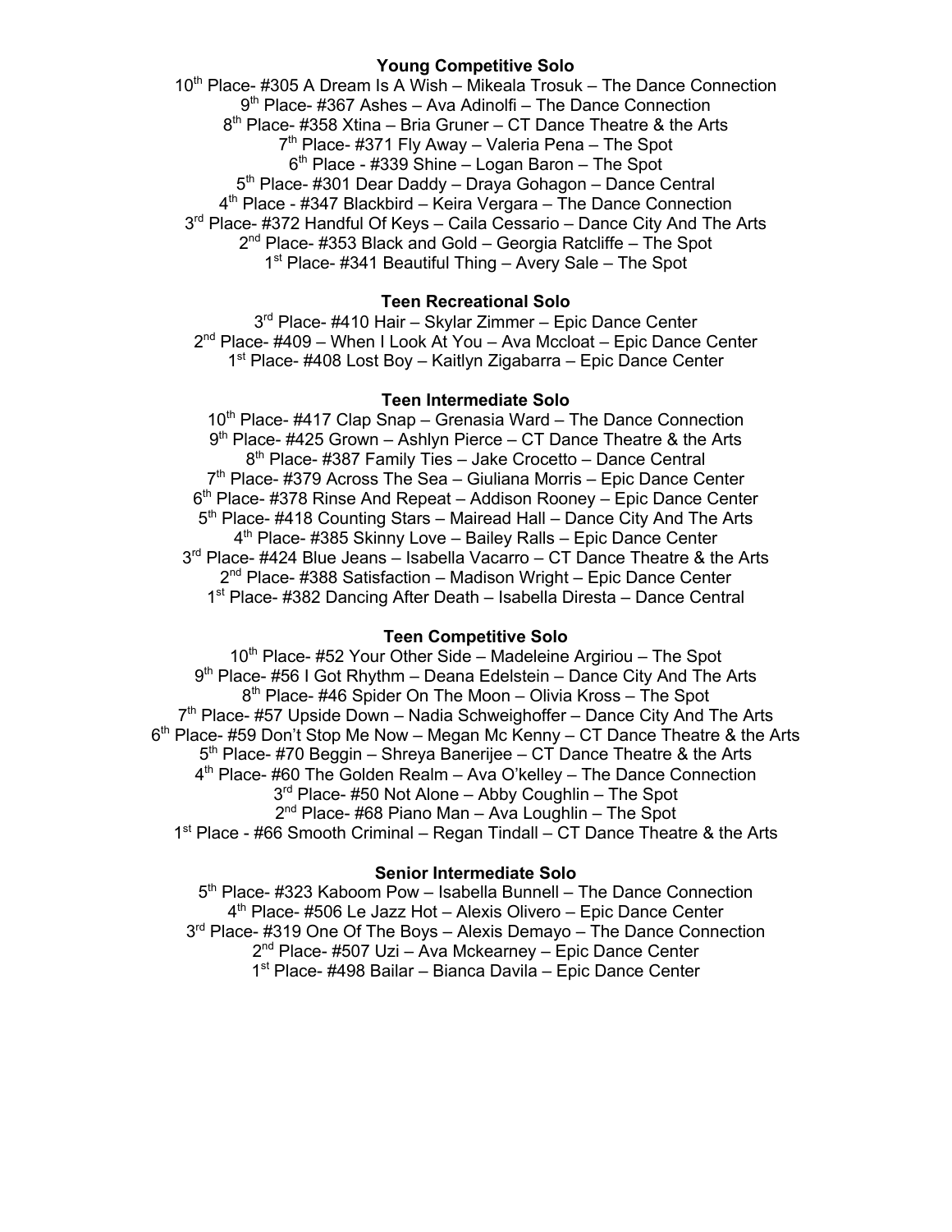**Young Competitive Solo**

10th Place- #305 A Dream Is A Wish – Mikeala Trosuk – The Dance Connection
9th Place- #367 Ashes – Ava Adinolfi – The Dance Connection
8th Place- #358 Xtina – Bria Gruner – CT Dance Theatre & the Arts
7th Place- #371 Fly Away – Valeria Pena – The Spot
6th Place - #339 Shine – Logan Baron – The Spot
5th Place- #301 Dear Daddy – Draya Gohagon – Dance Central
4th Place - #347 Blackbird – Keira Vergara – The Dance Connection
3rd Place- #372 Handful Of Keys – Caila Cessario – Dance City And The Arts
2nd Place- #353 Black and Gold – Georgia Ratcliffe – The Spot
1st Place- #341 Beautiful Thing – Avery Sale – The Spot

**Teen Recreational Solo**

3rd Place- #410 Hair – Skylar Zimmer – Epic Dance Center
2nd Place- #409 – When I Look At You – Ava Mccloat – Epic Dance Center
1st Place- #408 Lost Boy – Kaitlyn Zigabarra – Epic Dance Center

**Teen Intermediate Solo**

10th Place- #417 Clap Snap – Grenasia Ward – The Dance Connection
9th Place- #425 Grown – Ashlyn Pierce – CT Dance Theatre & the Arts
8th Place- #387 Family Ties – Jake Crocetto – Dance Central
7th Place- #379 Across The Sea – Giuliana Morris – Epic Dance Center
6th Place- #378 Rinse And Repeat – Addison Rooney – Epic Dance Center
5th Place- #418 Counting Stars – Mairead Hall – Dance City And The Arts
4th Place- #385 Skinny Love – Bailey Ralls – Epic Dance Center
3rd Place- #424 Blue Jeans – Isabella Vacarro – CT Dance Theatre & the Arts
2nd Place- #388 Satisfaction – Madison Wright – Epic Dance Center
1st Place- #382 Dancing After Death – Isabella Diresta – Dance Central

**Teen Competitive Solo**

10th Place- #52 Your Other Side – Madeleine Argiriou – The Spot
9th Place- #56 I Got Rhythm – Deana Edelstein – Dance City And The Arts
8th Place- #46 Spider On The Moon – Olivia Kross – The Spot
7th Place- #57 Upside Down – Nadia Schweighoffer – Dance City And The Arts
6th Place- #59 Don't Stop Me Now – Megan Mc Kenny – CT Dance Theatre & the Arts
5th Place- #70 Beggin – Shreya Banerijee – CT Dance Theatre & the Arts
4th Place- #60 The Golden Realm – Ava O'kelley – The Dance Connection
3rd Place- #50 Not Alone – Abby Coughlin – The Spot
2nd Place- #68 Piano Man – Ava Loughlin – The Spot
1st Place - #66 Smooth Criminal – Regan Tindall – CT Dance Theatre & the Arts

**Senior Intermediate Solo**

5th Place- #323 Kaboom Pow – Isabella Bunnell – The Dance Connection
4th Place- #506 Le Jazz Hot – Alexis Olivero – Epic Dance Center
3rd Place- #319 One Of The Boys – Alexis Demayo – The Dance Connection
2nd Place- #507 Uzi – Ava Mckearney – Epic Dance Center
1st Place- #498 Bailar – Bianca Davila – Epic Dance Center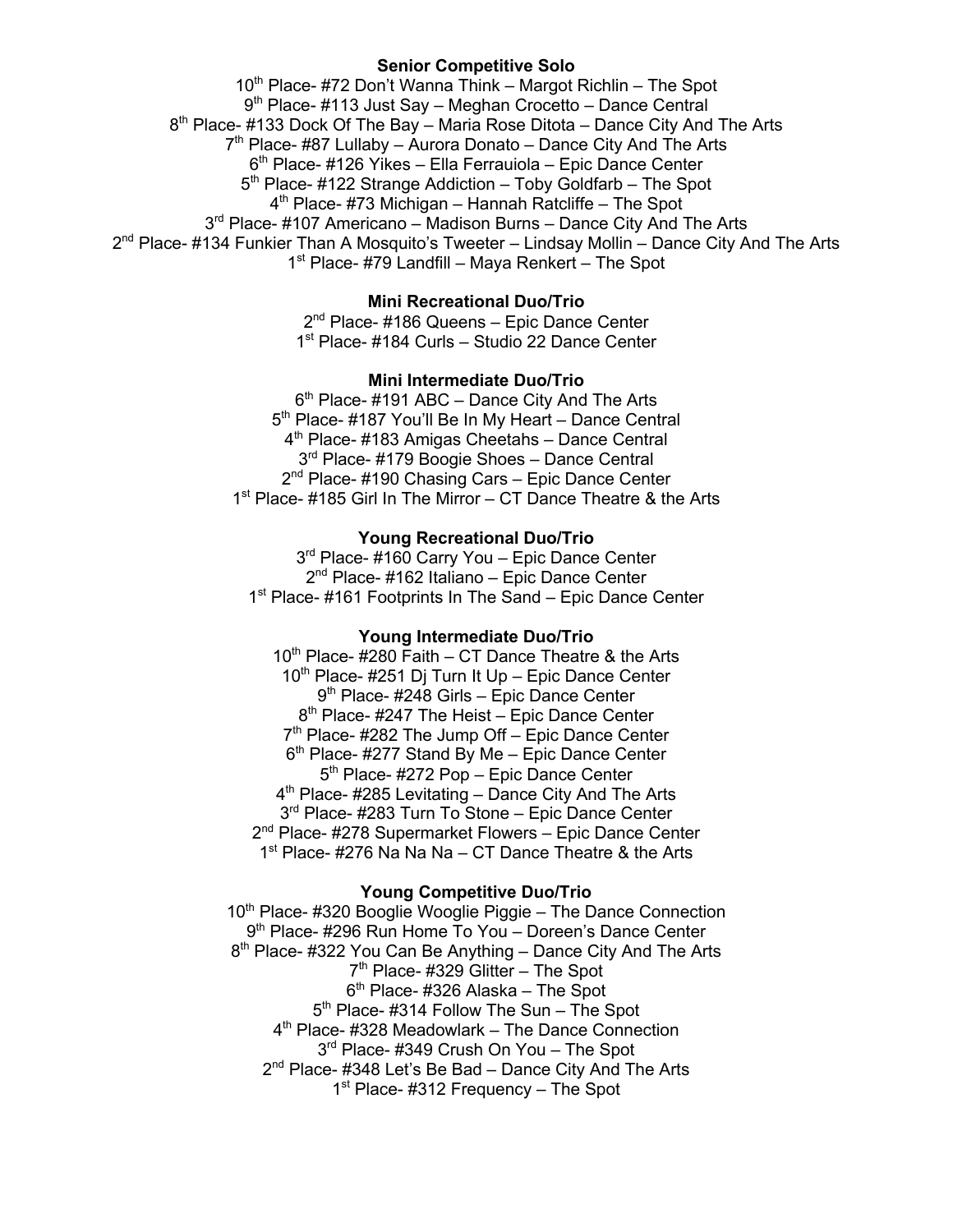**Senior Competitive Solo**

10th Place- #72 Don't Wanna Think – Margot Richlin – The Spot
9th Place- #113 Just Say – Meghan Crocetto – Dance Central
8th Place- #133 Dock Of The Bay – Maria Rose Ditota – Dance City And The Arts
7th Place- #87 Lullaby – Aurora Donato – Dance City And The Arts
6th Place- #126 Yikes – Ella Ferrauiola – Epic Dance Center
5th Place- #122 Strange Addiction – Toby Goldfarb – The Spot
4th Place- #73 Michigan – Hannah Ratcliffe – The Spot
3rd Place- #107 Americano – Madison Burns – Dance City And The Arts
2nd Place- #134 Funkier Than A Mosquito's Tweeter – Lindsay Mollin – Dance City And The Arts
1st Place- #79 Landfill – Maya Renkert – The Spot

**Mini Recreational Duo/Trio**

2nd Place- #186 Queens – Epic Dance Center
1st Place- #184 Curls – Studio 22 Dance Center

**Mini Intermediate Duo/Trio**

6th Place- #191 ABC – Dance City And The Arts
5th Place- #187 You'll Be In My Heart – Dance Central
4th Place- #183 Amigas Cheetahs – Dance Central
3rd Place- #179 Boogie Shoes – Dance Central
2nd Place- #190 Chasing Cars – Epic Dance Center
1st Place- #185 Girl In The Mirror – CT Dance Theatre & the Arts

**Young Recreational Duo/Trio**

3rd Place- #160 Carry You – Epic Dance Center
2nd Place- #162 Italiano – Epic Dance Center
1st Place- #161 Footprints In The Sand – Epic Dance Center

**Young Intermediate Duo/Trio**

10th Place- #280 Faith – CT Dance Theatre & the Arts
10th Place- #251 Dj Turn It Up – Epic Dance Center
9th Place- #248 Girls – Epic Dance Center
8th Place- #247 The Heist – Epic Dance Center
7th Place- #282 The Jump Off – Epic Dance Center
6th Place- #277 Stand By Me – Epic Dance Center
5th Place- #272 Pop – Epic Dance Center
4th Place- #285 Levitating – Dance City And The Arts
3rd Place- #283 Turn To Stone – Epic Dance Center
2nd Place- #278 Supermarket Flowers – Epic Dance Center
1st Place- #276 Na Na Na – CT Dance Theatre & the Arts

**Young Competitive Duo/Trio**

10th Place- #320 Booglie Wooglie Piggie – The Dance Connection
9th Place- #296 Run Home To You – Doreen's Dance Center
8th Place- #322 You Can Be Anything – Dance City And The Arts
7th Place- #329 Glitter – The Spot
6th Place- #326 Alaska – The Spot
5th Place- #314 Follow The Sun – The Spot
4th Place- #328 Meadowlark – The Dance Connection
3rd Place- #349 Crush On You – The Spot
2nd Place- #348 Let's Be Bad – Dance City And The Arts
1st Place- #312 Frequency – The Spot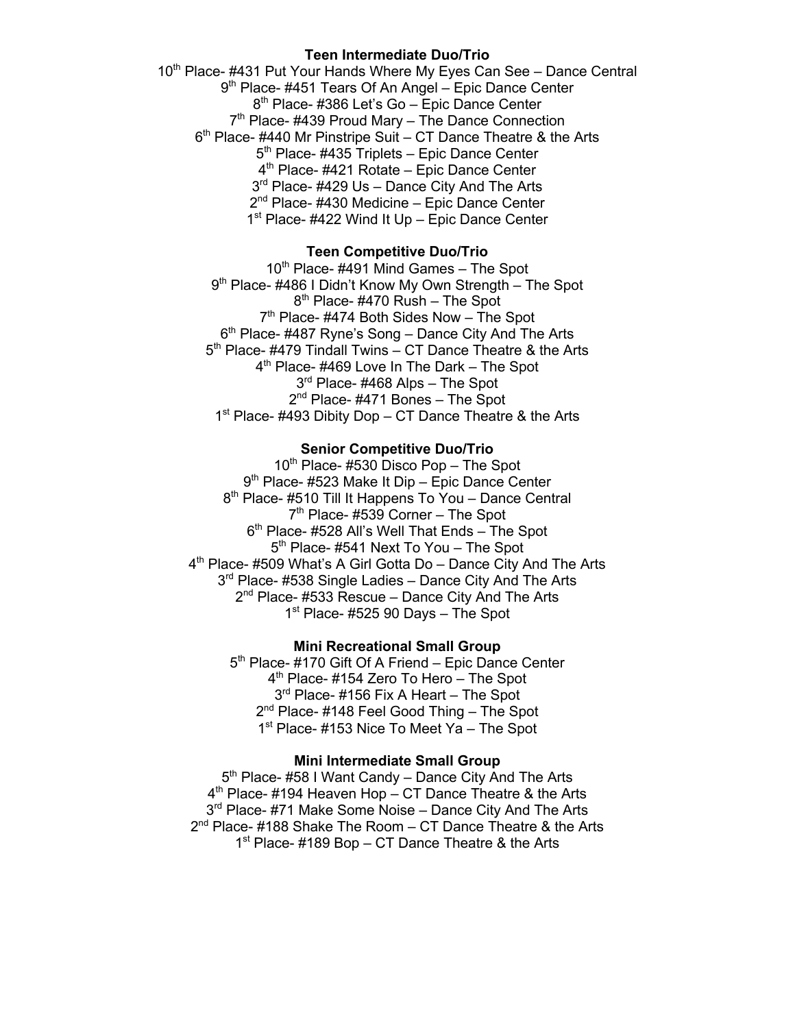**Teen Intermediate Duo/Trio**

10th Place- #431 Put Your Hands Where My Eyes Can See – Dance Central
9th Place- #451 Tears Of An Angel – Epic Dance Center
8th Place- #386 Let's Go – Epic Dance Center
7th Place- #439 Proud Mary – The Dance Connection
6th Place- #440 Mr Pinstripe Suit – CT Dance Theatre & the Arts
5th Place- #435 Triplets – Epic Dance Center
4th Place- #421 Rotate – Epic Dance Center
3rd Place- #429 Us – Dance City And The Arts
2nd Place- #430 Medicine – Epic Dance Center
1st Place- #422 Wind It Up – Epic Dance Center

**Teen Competitive Duo/Trio**

10th Place- #491 Mind Games – The Spot
9th Place- #486 I Didn't Know My Own Strength – The Spot
8th Place- #470 Rush – The Spot
7th Place- #474 Both Sides Now – The Spot
6th Place- #487 Ryne's Song – Dance City And The Arts
5th Place- #479 Tindall Twins – CT Dance Theatre & the Arts
4th Place- #469 Love In The Dark – The Spot
3rd Place- #468 Alps – The Spot
2nd Place- #471 Bones – The Spot
1st Place- #493 Dibity Dop – CT Dance Theatre & the Arts

**Senior Competitive Duo/Trio**

10th Place- #530 Disco Pop – The Spot
9th Place- #523 Make It Dip – Epic Dance Center
8th Place- #510 Till It Happens To You – Dance Central
7th Place- #539 Corner – The Spot
6th Place- #528 All's Well That Ends – The Spot
5th Place- #541 Next To You – The Spot
4th Place- #509 What's A Girl Gotta Do – Dance City And The Arts
3rd Place- #538 Single Ladies – Dance City And The Arts
2nd Place- #533 Rescue – Dance City And The Arts
1st Place- #525 90 Days – The Spot

**Mini Recreational Small Group**

5th Place- #170 Gift Of A Friend – Epic Dance Center
4th Place- #154 Zero To Hero – The Spot
3rd Place- #156 Fix A Heart – The Spot
2nd Place- #148 Feel Good Thing – The Spot
1st Place- #153 Nice To Meet Ya – The Spot

**Mini Intermediate Small Group**

5th Place- #58 I Want Candy – Dance City And The Arts
4th Place- #194 Heaven Hop – CT Dance Theatre & the Arts
3rd Place- #71 Make Some Noise – Dance City And The Arts
2nd Place- #188 Shake The Room – CT Dance Theatre & the Arts
1st Place- #189 Bop – CT Dance Theatre & the Arts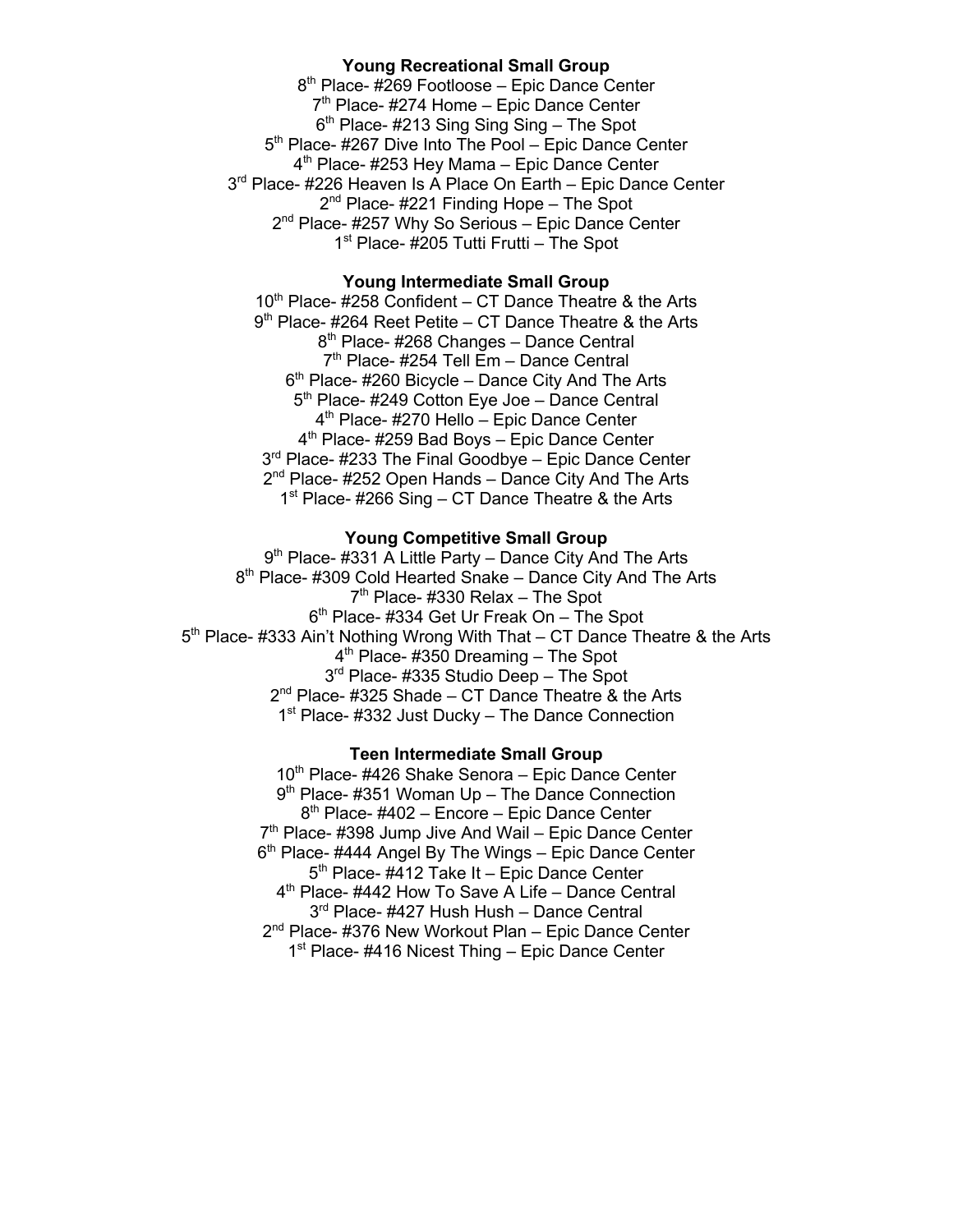**Young Recreational Small Group**

8th Place- #269 Footloose – Epic Dance Center
7th Place- #274 Home – Epic Dance Center
6th Place- #213 Sing Sing Sing – The Spot
5th Place- #267 Dive Into The Pool – Epic Dance Center
4th Place- #253 Hey Mama – Epic Dance Center
3rd Place- #226 Heaven Is A Place On Earth – Epic Dance Center
2nd Place- #221 Finding Hope – The Spot
2nd Place- #257 Why So Serious – Epic Dance Center
1st Place- #205 Tutti Frutti – The Spot

**Young Intermediate Small Group**

10th Place- #258 Confident – CT Dance Theatre & the Arts
9th Place- #264 Reet Petite – CT Dance Theatre & the Arts
8th Place- #268 Changes – Dance Central
7th Place- #254 Tell Em – Dance Central
6th Place- #260 Bicycle – Dance City And The Arts
5th Place- #249 Cotton Eye Joe – Dance Central
4th Place- #270 Hello – Epic Dance Center
4th Place- #259 Bad Boys – Epic Dance Center
3rd Place- #233 The Final Goodbye – Epic Dance Center
2nd Place- #252 Open Hands – Dance City And The Arts
1st Place- #266 Sing – CT Dance Theatre & the Arts

**Young Competitive Small Group**

9th Place- #331 A Little Party – Dance City And The Arts
8th Place- #309 Cold Hearted Snake – Dance City And The Arts
7th Place- #330 Relax – The Spot
6th Place- #334 Get Ur Freak On – The Spot
5th Place- #333 Ain't Nothing Wrong With That – CT Dance Theatre & the Arts
4th Place- #350 Dreaming – The Spot
3rd Place- #335 Studio Deep – The Spot
2nd Place- #325 Shade – CT Dance Theatre & the Arts
1st Place- #332 Just Ducky – The Dance Connection

**Teen Intermediate Small Group**

10th Place- #426 Shake Senora – Epic Dance Center
9th Place- #351 Woman Up – The Dance Connection
8th Place- #402 – Encore – Epic Dance Center
7th Place- #398 Jump Jive And Wail – Epic Dance Center
6th Place- #444 Angel By The Wings – Epic Dance Center
5th Place- #412 Take It – Epic Dance Center
4th Place- #442 How To Save A Life – Dance Central
3rd Place- #427 Hush Hush – Dance Central
2nd Place- #376 New Workout Plan – Epic Dance Center
1st Place- #416 Nicest Thing – Epic Dance Center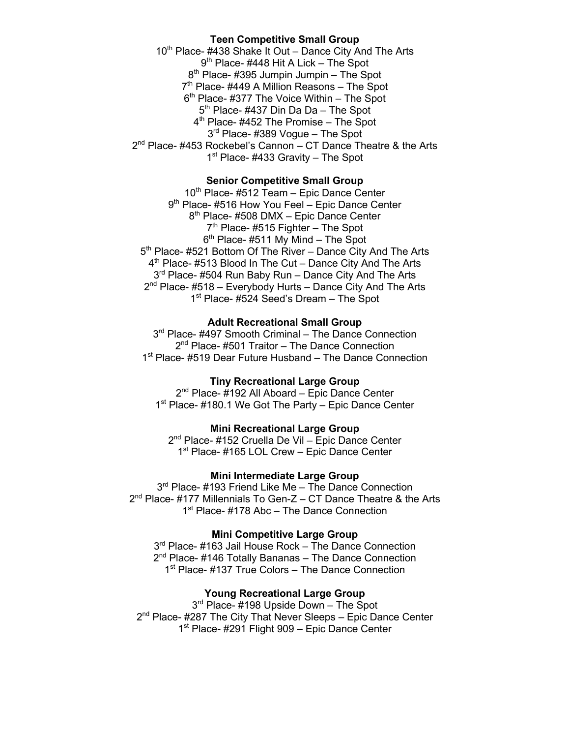**Teen Competitive Small Group**

10th Place- #438 Shake It Out – Dance City And The Arts
9th Place- #448 Hit A Lick – The Spot
8th Place- #395 Jumpin Jumpin – The Spot
7th Place- #449 A Million Reasons – The Spot
6th Place- #377 The Voice Within – The Spot
5th Place- #437 Din Da Da – The Spot
4th Place- #452 The Promise – The Spot
3rd Place- #389 Vogue – The Spot
2nd Place- #453 Rockebel's Cannon – CT Dance Theatre & the Arts
1st Place- #433 Gravity – The Spot

**Senior Competitive Small Group**

10th Place- #512 Team – Epic Dance Center
9th Place- #516 How You Feel – Epic Dance Center
8th Place- #508 DMX – Epic Dance Center
7th Place- #515 Fighter – The Spot
6th Place- #511 My Mind – The Spot
5th Place- #521 Bottom Of The River – Dance City And The Arts
4th Place- #513 Blood In The Cut – Dance City And The Arts
3rd Place- #504 Run Baby Run – Dance City And The Arts
2nd Place- #518 – Everybody Hurts – Dance City And The Arts
1st Place- #524 Seed's Dream – The Spot

**Adult Recreational Small Group**

3rd Place- #497 Smooth Criminal – The Dance Connection
2nd Place- #501 Traitor – The Dance Connection
1st Place- #519 Dear Future Husband – The Dance Connection

**Tiny Recreational Large Group**

2nd Place- #192 All Aboard – Epic Dance Center
1st Place- #180.1 We Got The Party – Epic Dance Center

**Mini Recreational Large Group**

2nd Place- #152 Cruella De Vil – Epic Dance Center
1st Place- #165 LOL Crew – Epic Dance Center

**Mini Intermediate Large Group**

3rd Place- #193 Friend Like Me – The Dance Connection
2nd Place- #177 Millennials To Gen-Z – CT Dance Theatre & the Arts
1st Place- #178 Abc – The Dance Connection

**Mini Competitive Large Group**

3rd Place- #163 Jail House Rock – The Dance Connection
2nd Place- #146 Totally Bananas – The Dance Connection
1st Place- #137 True Colors – The Dance Connection

**Young Recreational Large Group**

3rd Place- #198 Upside Down – The Spot
2nd Place- #287 The City That Never Sleeps – Epic Dance Center
1st Place- #291 Flight 909 – Epic Dance Center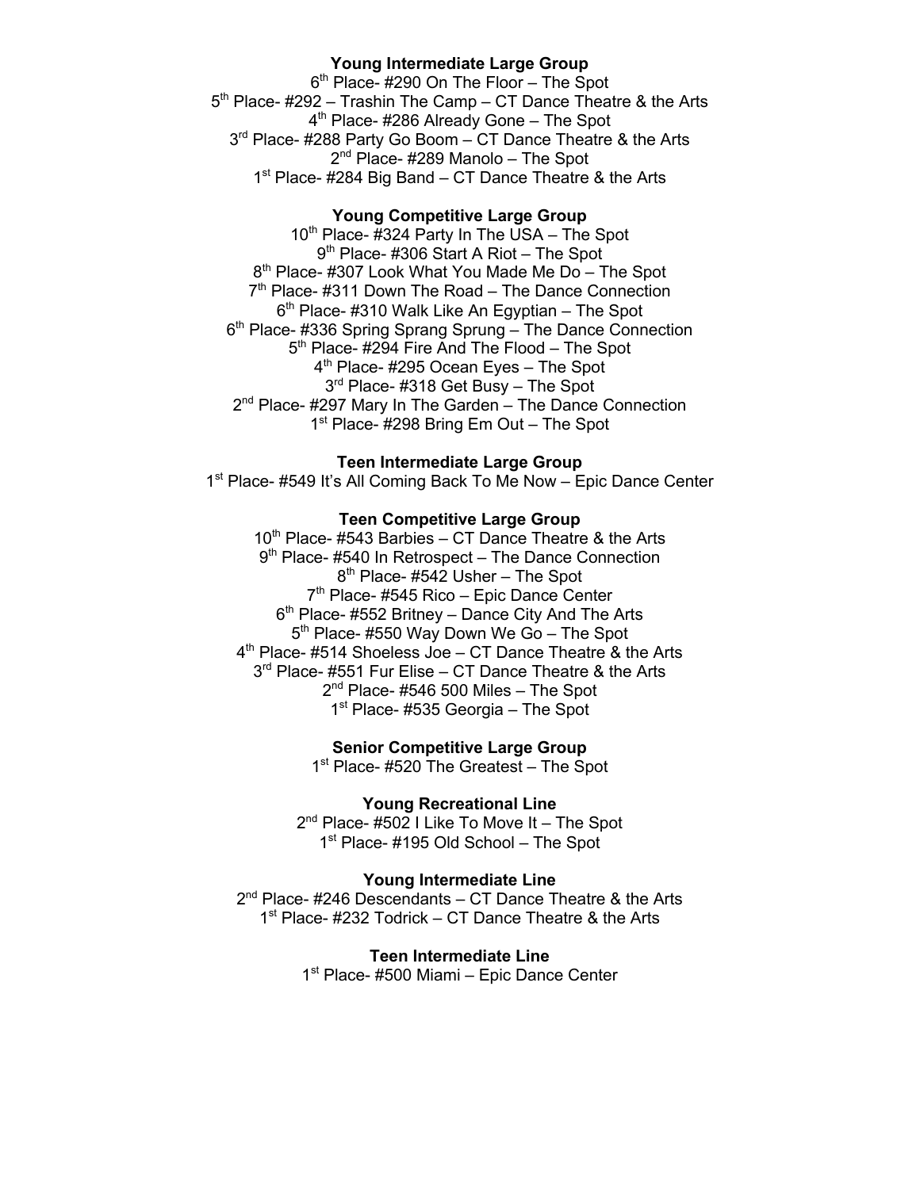**Young Intermediate Large Group**

6th Place- #290 On The Floor – The Spot

5th Place- #292 – Trashin The Camp – CT Dance Theatre & the Arts

4th Place- #286 Already Gone – The Spot

3rd Place- #288 Party Go Boom – CT Dance Theatre & the Arts

2nd Place- #289 Manolo – The Spot

1st Place- #284 Big Band – CT Dance Theatre & the Arts

**Young Competitive Large Group**

10th Place- #324 Party In The USA – The Spot

9th Place- #306 Start A Riot – The Spot

8th Place- #307 Look What You Made Me Do – The Spot

7th Place- #311 Down The Road – The Dance Connection

6th Place- #310 Walk Like An Egyptian – The Spot

6th Place- #336 Spring Sprang Sprung – The Dance Connection

5th Place- #294 Fire And The Flood – The Spot

4th Place- #295 Ocean Eyes – The Spot

3rd Place- #318 Get Busy – The Spot

2nd Place- #297 Mary In The Garden – The Dance Connection

1st Place- #298 Bring Em Out – The Spot

**Teen Intermediate Large Group**

1st Place- #549 It's All Coming Back To Me Now – Epic Dance Center

**Teen Competitive Large Group**

10th Place- #543 Barbies – CT Dance Theatre & the Arts

9th Place- #540 In Retrospect – The Dance Connection

8th Place- #542 Usher – The Spot

7th Place- #545 Rico – Epic Dance Center

6th Place- #552 Britney – Dance City And The Arts

5th Place- #550 Way Down We Go – The Spot

4th Place- #514 Shoeless Joe – CT Dance Theatre & the Arts

3rd Place- #551 Fur Elise – CT Dance Theatre & the Arts

2nd Place- #546 500 Miles – The Spot

1st Place- #535 Georgia – The Spot

**Senior Competitive Large Group**

1st Place- #520 The Greatest – The Spot

**Young Recreational Line**

2nd Place- #502 I Like To Move It – The Spot

1st Place- #195 Old School – The Spot

**Young Intermediate Line**

2nd Place- #246 Descendants – CT Dance Theatre & the Arts

1st Place- #232 Todrick – CT Dance Theatre & the Arts

**Teen Intermediate Line**

1st Place- #500 Miami – Epic Dance Center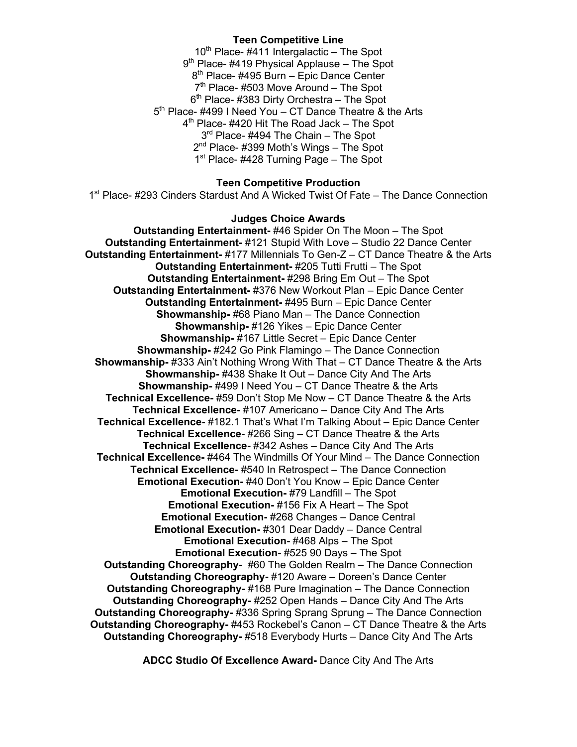**Teen Competitive Line**

10th Place- #411 Intergalactic – The Spot
9th Place- #419 Physical Applause – The Spot
8th Place- #495 Burn – Epic Dance Center
7th Place- #503 Move Around – The Spot
6th Place- #383 Dirty Orchestra – The Spot
5th Place- #499 I Need You – CT Dance Theatre & the Arts
4th Place- #420 Hit The Road Jack – The Spot
3rd Place- #494 The Chain – The Spot
2nd Place- #399 Moth's Wings – The Spot
1st Place- #428 Turning Page – The Spot

**Teen Competitive Production**

1st Place- #293 Cinders Stardust And A Wicked Twist Of Fate – The Dance Connection

**Judges Choice Awards**

**Outstanding Entertainment-** #46 Spider On The Moon – The Spot
**Outstanding Entertainment-** #121 Stupid With Love – Studio 22 Dance Center
**Outstanding Entertainment-** #177 Millennials To Gen-Z – CT Dance Theatre & the Arts
**Outstanding Entertainment-** #205 Tutti Frutti – The Spot
**Outstanding Entertainment-** #298 Bring Em Out – The Spot
**Outstanding Entertainment-** #376 New Workout Plan – Epic Dance Center
**Outstanding Entertainment-** #495 Burn – Epic Dance Center
**Showmanship-** #68 Piano Man – The Dance Connection
**Showmanship-** #126 Yikes – Epic Dance Center
**Showmanship-** #167 Little Secret – Epic Dance Center
**Showmanship-** #242 Go Pink Flamingo – The Dance Connection
**Showmanship-** #333 Ain't Nothing Wrong With That – CT Dance Theatre & the Arts
**Showmanship-** #438 Shake It Out – Dance City And The Arts
**Showmanship-** #499 I Need You – CT Dance Theatre & the Arts
**Technical Excellence-** #59 Don't Stop Me Now – CT Dance Theatre & the Arts
**Technical Excellence-** #107 Americano – Dance City And The Arts
**Technical Excellence-** #182.1 That's What I'm Talking About – Epic Dance Center
**Technical Excellence-** #266 Sing – CT Dance Theatre & the Arts
**Technical Excellence-** #342 Ashes – Dance City And The Arts
**Technical Excellence-** #464 The Windmills Of Your Mind – The Dance Connection
**Technical Excellence-** #540 In Retrospect – The Dance Connection
**Emotional Execution-** #40 Don't You Know – Epic Dance Center
**Emotional Execution-** #79 Landfill – The Spot
**Emotional Execution-** #156 Fix A Heart – The Spot
**Emotional Execution-** #268 Changes – Dance Central
**Emotional Execution-** #301 Dear Daddy – Dance Central
**Emotional Execution-** #468 Alps – The Spot
**Emotional Execution-** #525 90 Days – The Spot
**Outstanding Choreography-** #60 The Golden Realm – The Dance Connection
**Outstanding Choreography-** #120 Aware – Doreen's Dance Center
**Outstanding Choreography-** #168 Pure Imagination – The Dance Connection
**Outstanding Choreography-** #252 Open Hands – Dance City And The Arts
**Outstanding Choreography-** #336 Spring Sprang Sprung – The Dance Connection
**Outstanding Choreography-** #453 Rockebel's Canon – CT Dance Theatre & the Arts
**Outstanding Choreography-** #518 Everybody Hurts – Dance City And The Arts

**ADCC Studio Of Excellence Award-** Dance City And The Arts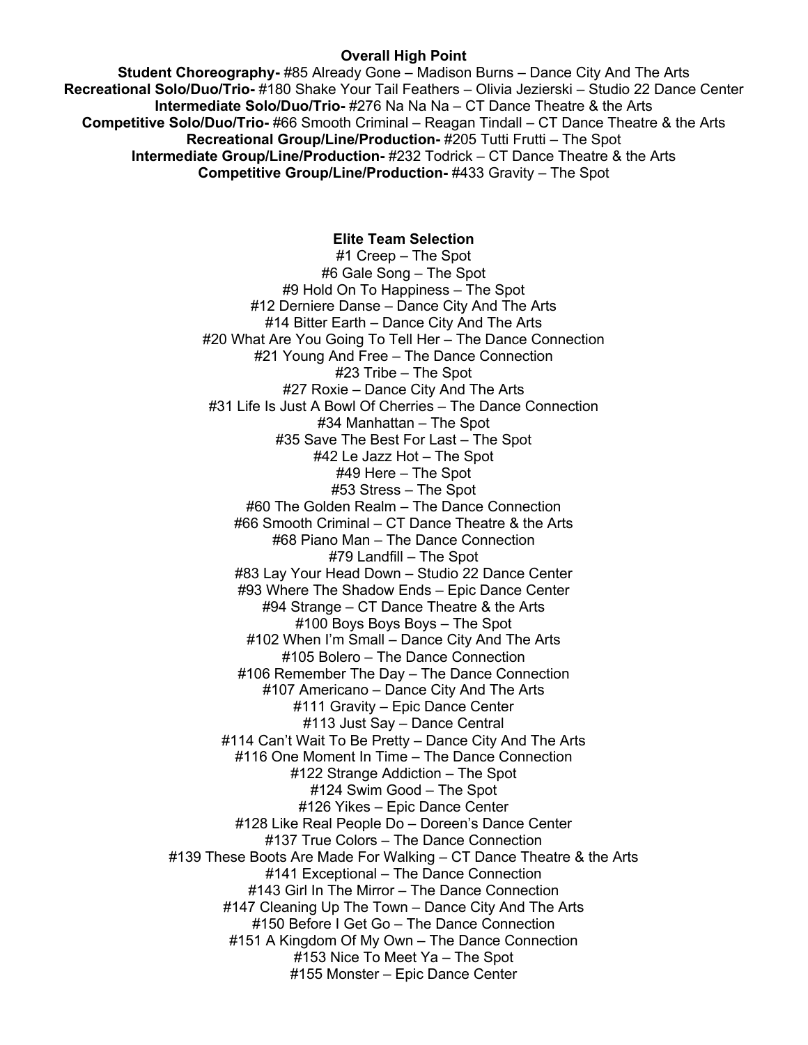## Overall High Point

**Student Choreography-** #85 Already Gone – Madison Burns – Dance City And The Arts
**Recreational Solo/Duo/Trio-** #180 Shake Your Tail Feathers – Olivia Jezierski – Studio 22 Dance Center
**Intermediate Solo/Duo/Trio-** #276 Na Na Na – CT Dance Theatre & the Arts
**Competitive Solo/Duo/Trio-** #66 Smooth Criminal – Reagan Tindall – CT Dance Theatre & the Arts
**Recreational Group/Line/Production-** #205 Tutti Frutti – The Spot
**Intermediate Group/Line/Production-** #232 Todrick – CT Dance Theatre & the Arts
**Competitive Group/Line/Production-** #433 Gravity – The Spot

## Elite Team Selection

#1 Creep – The Spot
#6 Gale Song – The Spot
#9 Hold On To Happiness – The Spot
#12 Derniere Danse – Dance City And The Arts
#14 Bitter Earth – Dance City And The Arts
#20 What Are You Going To Tell Her – The Dance Connection
#21 Young And Free – The Dance Connection
#23 Tribe – The Spot
#27 Roxie – Dance City And The Arts
#31 Life Is Just A Bowl Of Cherries – The Dance Connection
#34 Manhattan – The Spot
#35 Save The Best For Last – The Spot
#42 Le Jazz Hot – The Spot
#49 Here – The Spot
#53 Stress – The Spot
#60 The Golden Realm – The Dance Connection
#66 Smooth Criminal – CT Dance Theatre & the Arts
#68 Piano Man – The Dance Connection
#79 Landfill – The Spot
#83 Lay Your Head Down – Studio 22 Dance Center
#93 Where The Shadow Ends – Epic Dance Center
#94 Strange – CT Dance Theatre & the Arts
#100 Boys Boys Boys – The Spot
#102 When I'm Small – Dance City And The Arts
#105 Bolero – The Dance Connection
#106 Remember The Day – The Dance Connection
#107 Americano – Dance City And The Arts
#111 Gravity – Epic Dance Center
#113 Just Say – Dance Central
#114 Can't Wait To Be Pretty – Dance City And The Arts
#116 One Moment In Time – The Dance Connection
#122 Strange Addiction – The Spot
#124 Swim Good – The Spot
#126 Yikes – Epic Dance Center
#128 Like Real People Do – Doreen's Dance Center
#137 True Colors – The Dance Connection
#139 These Boots Are Made For Walking – CT Dance Theatre & the Arts
#141 Exceptional – The Dance Connection
#143 Girl In The Mirror – The Dance Connection
#147 Cleaning Up The Town – Dance City And The Arts
#150 Before I Get Go – The Dance Connection
#151 A Kingdom Of My Own – The Dance Connection
#153 Nice To Meet Ya – The Spot
#155 Monster – Epic Dance Center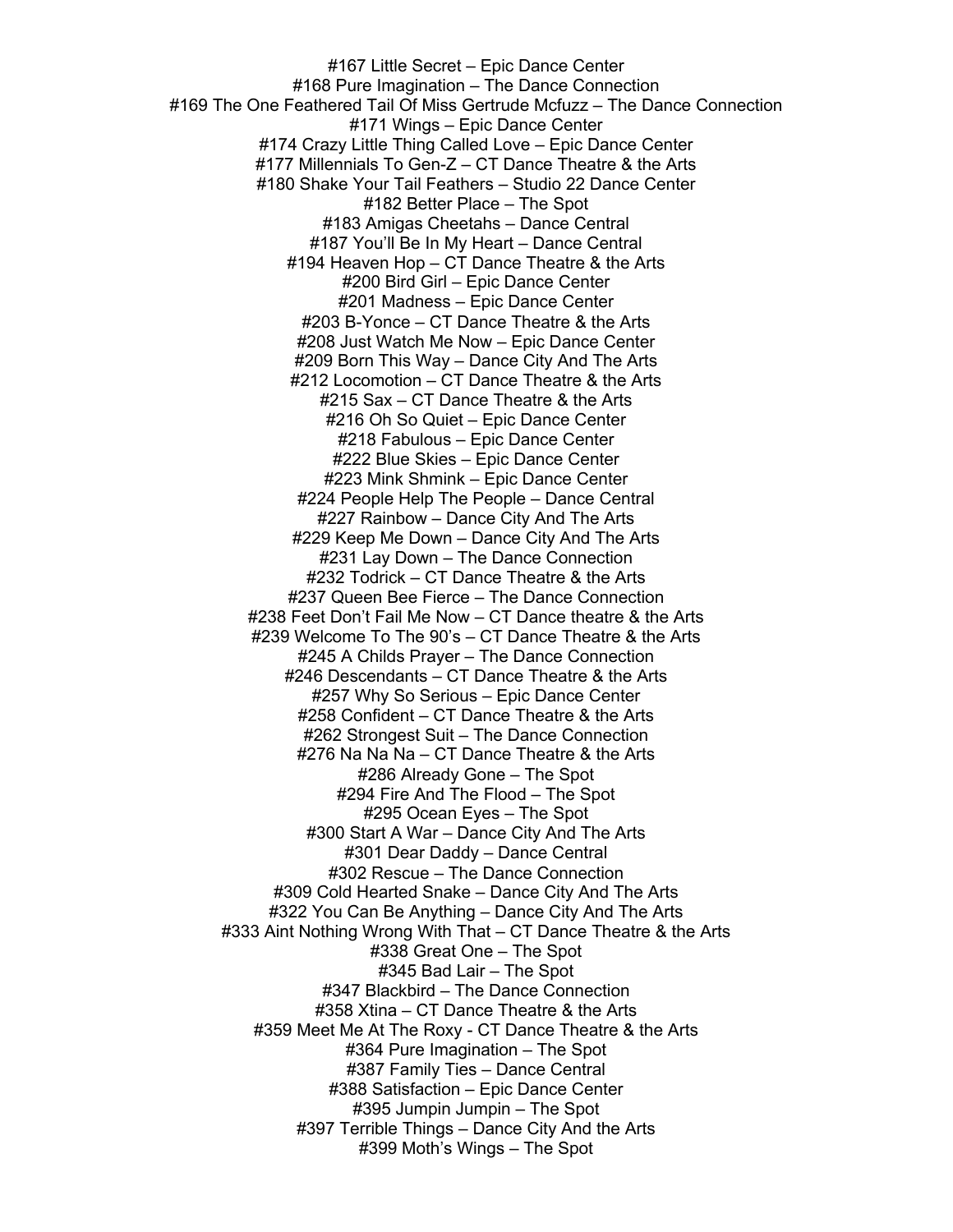#167 Little Secret – Epic Dance Center
#168 Pure Imagination – The Dance Connection
#169 The One Feathered Tail Of Miss Gertrude Mcfuzz – The Dance Connection
#171 Wings – Epic Dance Center
#174 Crazy Little Thing Called Love – Epic Dance Center
#177 Millennials To Gen-Z – CT Dance Theatre & the Arts
#180 Shake Your Tail Feathers – Studio 22 Dance Center
#182 Better Place – The Spot
#183 Amigas Cheetahs – Dance Central
#187 You'll Be In My Heart – Dance Central
#194 Heaven Hop – CT Dance Theatre & the Arts
#200 Bird Girl – Epic Dance Center
#201 Madness – Epic Dance Center
#203 B-Yonce – CT Dance Theatre & the Arts
#208 Just Watch Me Now – Epic Dance Center
#209 Born This Way – Dance City And The Arts
#212 Locomotion – CT Dance Theatre & the Arts
#215 Sax – CT Dance Theatre & the Arts
#216 Oh So Quiet – Epic Dance Center
#218 Fabulous – Epic Dance Center
#222 Blue Skies – Epic Dance Center
#223 Mink Shmink – Epic Dance Center
#224 People Help The People – Dance Central
#227 Rainbow – Dance City And The Arts
#229 Keep Me Down – Dance City And The Arts
#231 Lay Down – The Dance Connection
#232 Todrick – CT Dance Theatre & the Arts
#237 Queen Bee Fierce – The Dance Connection
#238 Feet Don't Fail Me Now – CT Dance theatre & the Arts
#239 Welcome To The 90's – CT Dance Theatre & the Arts
#245 A Childs Prayer – The Dance Connection
#246 Descendants – CT Dance Theatre & the Arts
#257 Why So Serious – Epic Dance Center
#258 Confident – CT Dance Theatre & the Arts
#262 Strongest Suit – The Dance Connection
#276 Na Na Na – CT Dance Theatre & the Arts
#286 Already Gone – The Spot
#294 Fire And The Flood – The Spot
#295 Ocean Eyes – The Spot
#300 Start A War – Dance City And The Arts
#301 Dear Daddy – Dance Central
#302 Rescue – The Dance Connection
#309 Cold Hearted Snake – Dance City And The Arts
#322 You Can Be Anything – Dance City And The Arts
#333 Aint Nothing Wrong With That – CT Dance Theatre & the Arts
#338 Great One – The Spot
#345 Bad Lair – The Spot
#347 Blackbird – The Dance Connection
#358 Xtina – CT Dance Theatre & the Arts
#359 Meet Me At The Roxy - CT Dance Theatre & the Arts
#364 Pure Imagination – The Spot
#387 Family Ties – Dance Central
#388 Satisfaction – Epic Dance Center
#395 Jumpin Jumpin – The Spot
#397 Terrible Things – Dance City And the Arts
#399 Moth's Wings – The Spot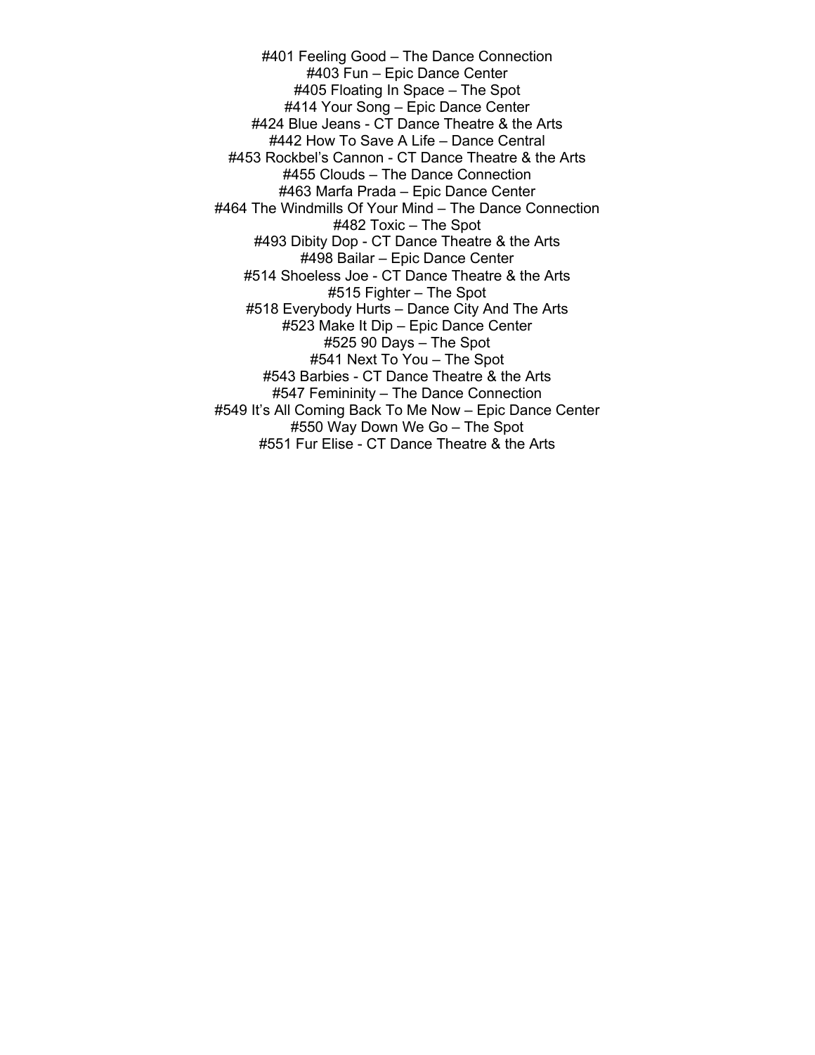#401 Feeling Good – The Dance Connection
#403 Fun – Epic Dance Center
#405 Floating In Space – The Spot
#414 Your Song – Epic Dance Center
#424 Blue Jeans - CT Dance Theatre & the Arts
#442 How To Save A Life – Dance Central
#453 Rockbel's Cannon - CT Dance Theatre & the Arts
#455 Clouds – The Dance Connection
#463 Marfa Prada – Epic Dance Center
#464 The Windmills Of Your Mind – The Dance Connection
#482 Toxic – The Spot
#493 Dibity Dop - CT Dance Theatre & the Arts
#498 Bailar – Epic Dance Center
#514 Shoeless Joe - CT Dance Theatre & the Arts
#515 Fighter – The Spot
#518 Everybody Hurts – Dance City And The Arts
#523 Make It Dip – Epic Dance Center
#525 90 Days – The Spot
#541 Next To You – The Spot
#543 Barbies - CT Dance Theatre & the Arts
#547 Femininity – The Dance Connection
#549 It's All Coming Back To Me Now – Epic Dance Center
#550 Way Down We Go – The Spot
#551 Fur Elise - CT Dance Theatre & the Arts